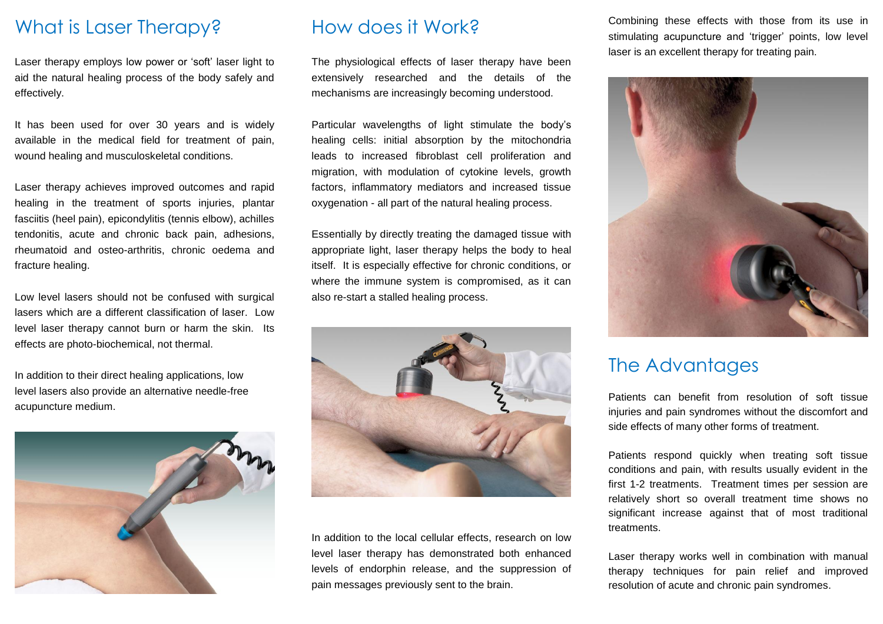## What is Laser Therapy?

Laser therapy employs low power or 'soft' laser light to aid the natural healing process of the body safely and effectively.

It has been used for over 30 years and is widely available in the medical field for treatment of pain, wound healing and musculoskeletal conditions.

Laser therapy achieves improved outcomes and rapid healing in the treatment of sports injuries, plantar fasciitis (heel pain), epicondylitis (tennis elbow), achilles tendonitis, acute and chronic back pain, adhesions, rheumatoid and osteo-arthritis, chronic oedema and fracture healing.

Low level lasers should not be confused with surgical lasers which are a different classification of laser. Low level laser therapy cannot burn or harm the skin. Its effects are photo-biochemical, not thermal.

In addition to their direct healing applications, low level lasers also provide an alternative needle-free acupuncture medium.

## How does it Work?

The physiological effects of laser therapy have been extensively researched and the details of the mechanisms are increasingly becoming understood.

Particular wavelengths of light stimulate the body's healing cells: initial absorption by the mitochondria leads to increased fibroblast cell proliferation and migration, with modulation of cytokine levels, growth factors, inflammatory mediators and increased tissue oxygenation - all part of the natural healing process.

Essentially by directly treating the damaged tissue with appropriate light, laser therapy helps the body to heal itself. It is especially effective for chronic conditions, or where the immune system is compromised, as it can also re-start a stalled healing process.

In addition to the local cellular effects, research on low level laser therapy has demonstrated both enhanced levels of endorphin release, and the suppression of pain messages previously sent to the brain.

Combining these effects with those from its use in stimulating acupuncture and 'trigger' points, low level laser is an excellent therapy for treating pain.

## The Advantages

Patients can benefit from resolution of soft tissue injuries and pain syndromes without the discomfort and side effects of many other forms of treatment.

Patients respond quickly when treating soft tissue conditions and pain, with results usually evident in the first 1-2 treatments. Treatment times per session are relatively short so overall treatment time shows no significant increase against that of most traditional treatments.

Laser therapy works well in combination with manual therapy techniques for pain relief and improved resolution of acute and chronic pain syndromes.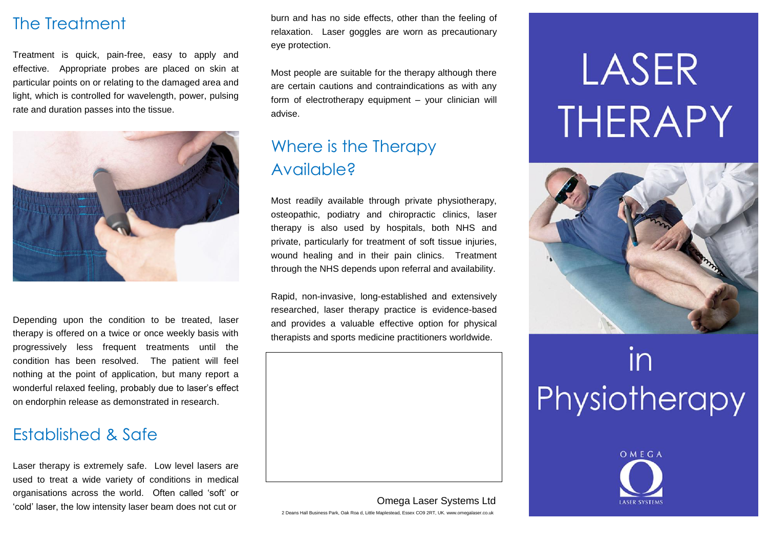## The Treatment

Treatment is quick, pain-free, easy to apply and effective. Appropriate probes are placed on skin at particular points on or relating to the damaged area and light, which is controlled for wavelength, power, pulsing rate and duration passes into the tissue.

Depending upon the condition to be treated, laser therapy is offered on a twice or once weekly basis with progressively less frequent treatments until the condition has been resolved. The patient will feel nothing at the point of application, but many report a wonderful relaxed feeling, probably due to laser's effect on endorphin release as demonstrated in research.

## Established & Safe

Laser therapy is extremely safe. Low level lasers are used to treat a wide variety of conditions in medical organisations across the world. Often called 'soft' or 'cold' laser, the low intensity laser beam does not cut or burn and has no side effects, other than the feeling of relaxation. Laser goggles are worn as precautionary eye protection.

Most people are suitable for the therapy although there are certain cautions and contraindications as with any form of electrotherapy equipment – your clinician will advise.

## Where is the Therapy Available?

Most readily available through private physiotherapy, osteopathic, podiatry and chiropractic clinics, laser therapy is also used by hospitals, both NHS and private, particularly for treatment of soft tissue injuries, wound healing and in their pain clinics. Treatment through the NHS depends upon referral and availability.

Rapid, non-invasive, long-established and extensively researched, laser therapy practice is evidence-based and provides a valuable effective option for physical therapists and sports medicine practitioners worldwide.

Omega Laser Systems Ltd

2 Deans Hall Business Park, Oak Roa d, Little Maplestead, Essex CO9 2RT, UK. www.omegalaser.co.uk

# LASER THERAPY

# in Physiotherapy

OMEGA

LASER SYSTEMS